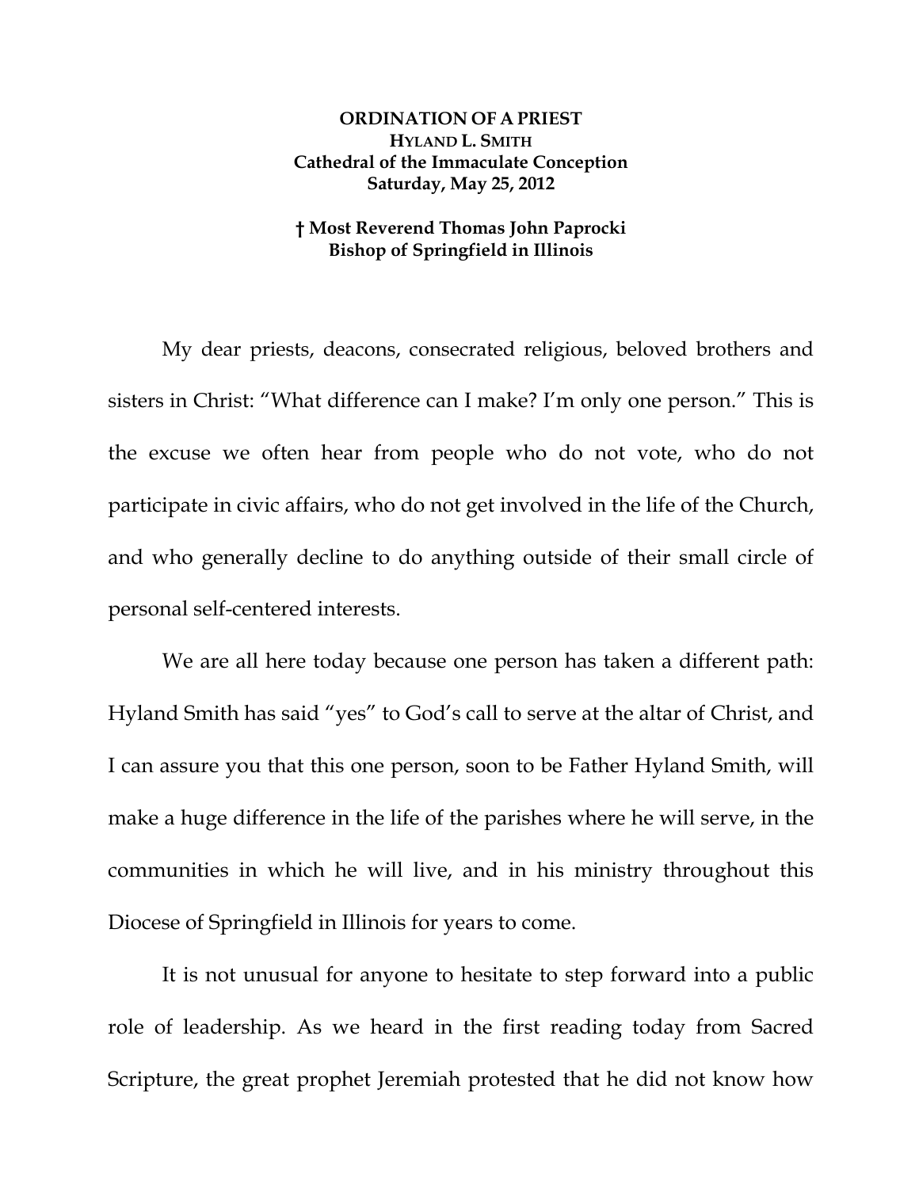**ORDINATION OF A PRIEST**
**HYLAND L. SMITH**
**Cathedral of the Immaculate Conception**
**Saturday, May 25, 2012**

**† Most Reverend Thomas John Paprocki**
**Bishop of Springfield in Illinois**

My dear priests, deacons, consecrated religious, beloved brothers and sisters in Christ: "What difference can I make? I'm only one person." This is the excuse we often hear from people who do not vote, who do not participate in civic affairs, who do not get involved in the life of the Church, and who generally decline to do anything outside of their small circle of personal self-centered interests.

We are all here today because one person has taken a different path: Hyland Smith has said "yes" to God's call to serve at the altar of Christ, and I can assure you that this one person, soon to be Father Hyland Smith, will make a huge difference in the life of the parishes where he will serve, in the communities in which he will live, and in his ministry throughout this Diocese of Springfield in Illinois for years to come.

It is not unusual for anyone to hesitate to step forward into a public role of leadership. As we heard in the first reading today from Sacred Scripture, the great prophet Jeremiah protested that he did not know how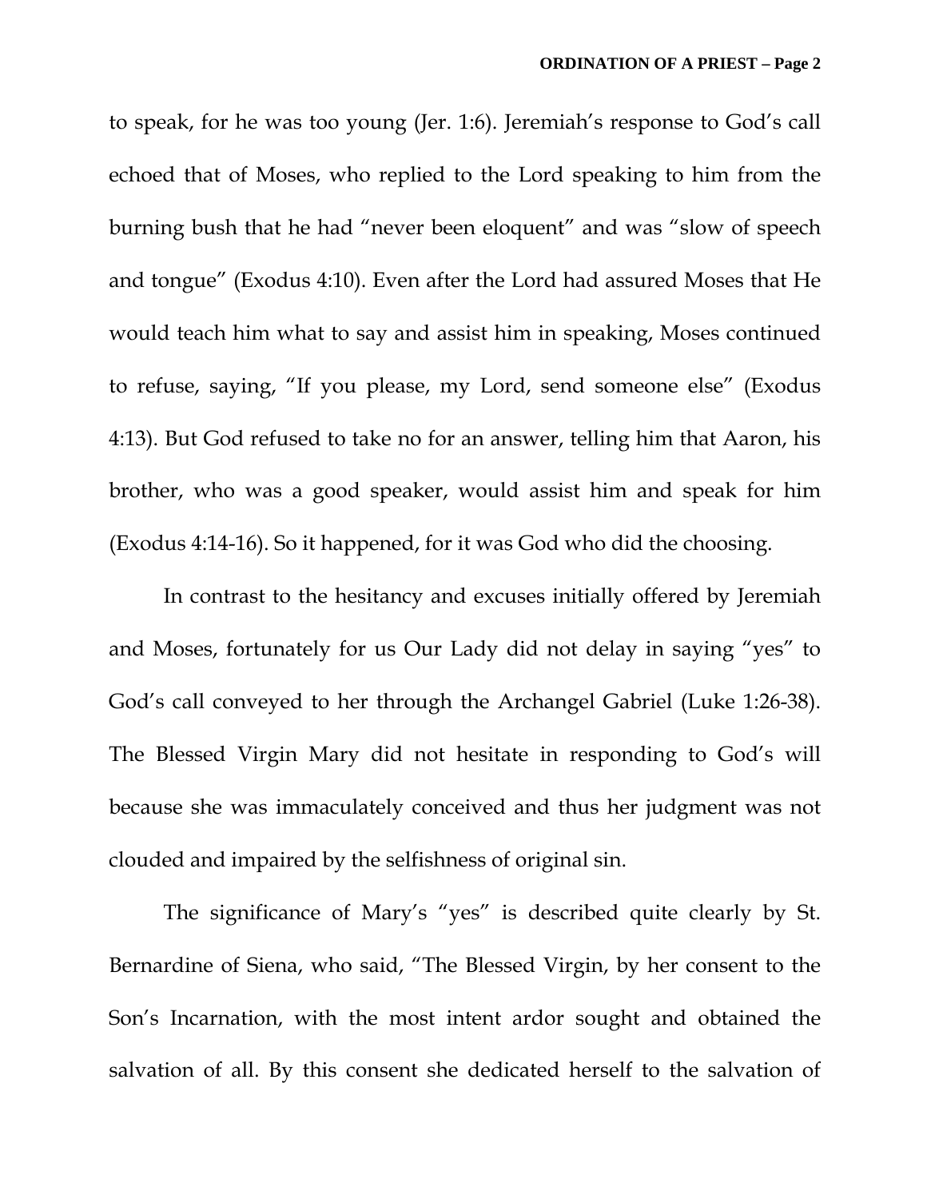to speak, for he was too young (Jer. 1:6). Jeremiah's response to God's call echoed that of Moses, who replied to the Lord speaking to him from the burning bush that he had "never been eloquent" and was "slow of speech and tongue" (Exodus 4:10). Even after the Lord had assured Moses that He would teach him what to say and assist him in speaking, Moses continued to refuse, saying, "If you please, my Lord, send someone else" (Exodus 4:13). But God refused to take no for an answer, telling him that Aaron, his brother, who was a good speaker, would assist him and speak for him (Exodus 4:14-16). So it happened, for it was God who did the choosing.

In contrast to the hesitancy and excuses initially offered by Jeremiah and Moses, fortunately for us Our Lady did not delay in saying "yes" to God's call conveyed to her through the Archangel Gabriel (Luke 1:26-38). The Blessed Virgin Mary did not hesitate in responding to God's will because she was immaculately conceived and thus her judgment was not clouded and impaired by the selfishness of original sin.

The significance of Mary's "yes" is described quite clearly by St. Bernardine of Siena, who said, "The Blessed Virgin, by her consent to the Son's Incarnation, with the most intent ardor sought and obtained the salvation of all. By this consent she dedicated herself to the salvation of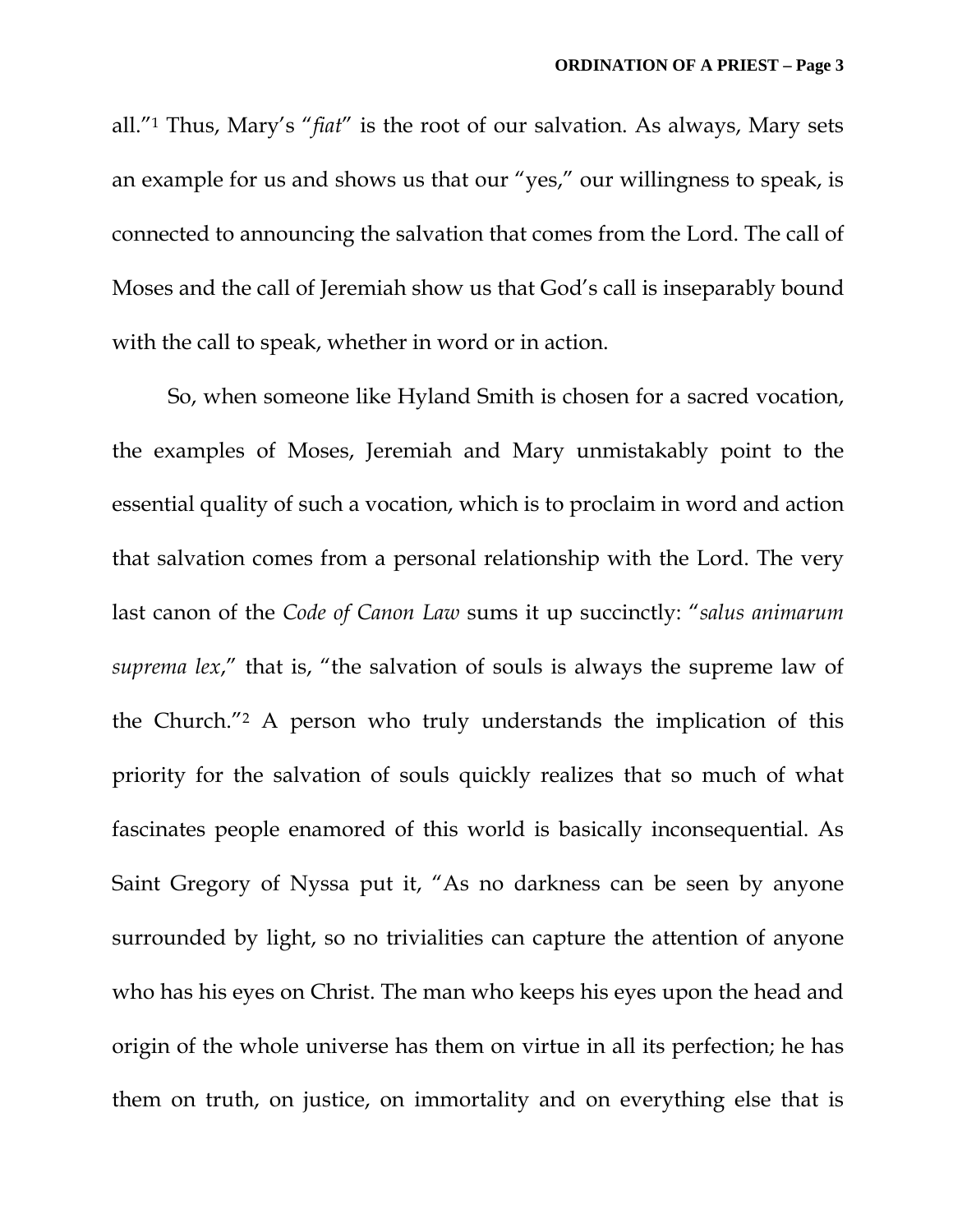all."[1] Thus, Mary's "*fiat*" is the root of our salvation. As always, Mary sets an example for us and shows us that our "yes," our willingness to speak, is connected to announcing the salvation that comes from the Lord. The call of Moses and the call of Jeremiah show us that God's call is inseparably bound with the call to speak, whether in word or in action.

So, when someone like Hyland Smith is chosen for a sacred vocation, the examples of Moses, Jeremiah and Mary unmistakably point to the essential quality of such a vocation, which is to proclaim in word and action that salvation comes from a personal relationship with the Lord. The very last canon of the *Code of Canon Law* sums it up succinctly: "*salus animarum suprema lex*," that is, "the salvation of souls is always the supreme law of the Church."[2] A person who truly understands the implication of this priority for the salvation of souls quickly realizes that so much of what fascinates people enamored of this world is basically inconsequential. As Saint Gregory of Nyssa put it, "As no darkness can be seen by anyone surrounded by light, so no trivialities can capture the attention of anyone who has his eyes on Christ. The man who keeps his eyes upon the head and origin of the whole universe has them on virtue in all its perfection; he has them on truth, on justice, on immortality and on everything else that is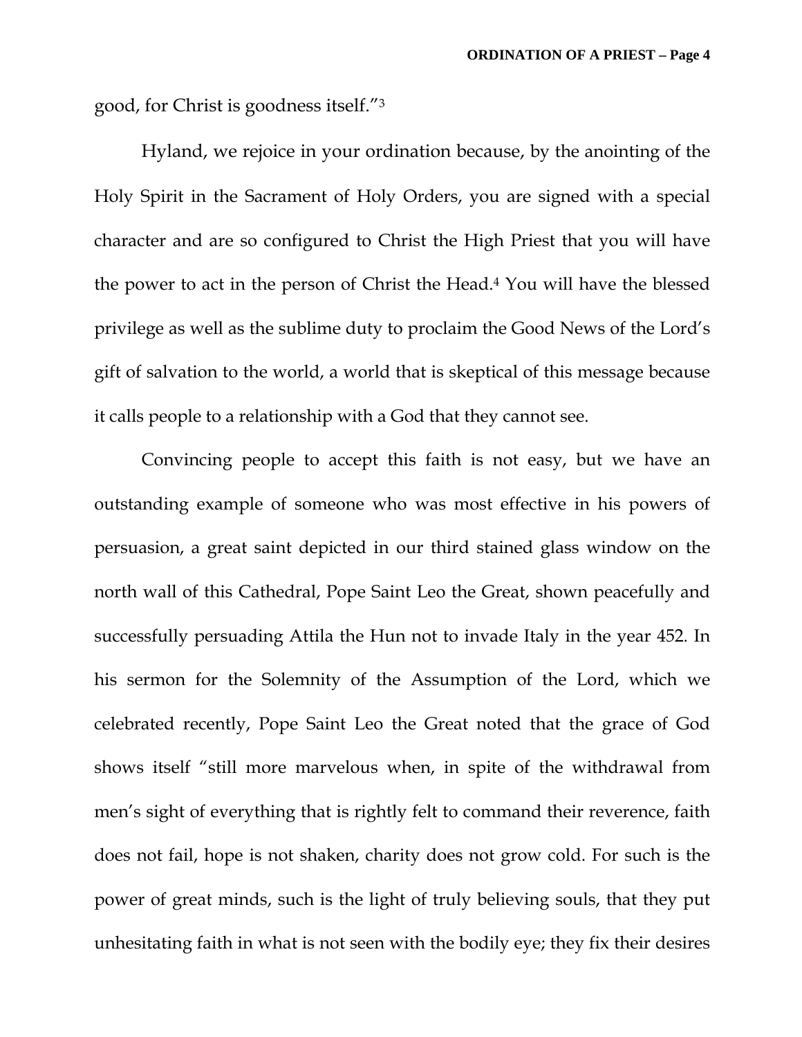good, for Christ is goodness itself."[3]

Hyland, we rejoice in your ordination because, by the anointing of the Holy Spirit in the Sacrament of Holy Orders, you are signed with a special character and are so configured to Christ the High Priest that you will have the power to act in the person of Christ the Head.[4] You will have the blessed privilege as well as the sublime duty to proclaim the Good News of the Lord's gift of salvation to the world, a world that is skeptical of this message because it calls people to a relationship with a God that they cannot see.

Convincing people to accept this faith is not easy, but we have an outstanding example of someone who was most effective in his powers of persuasion, a great saint depicted in our third stained glass window on the north wall of this Cathedral, Pope Saint Leo the Great, shown peacefully and successfully persuading Attila the Hun not to invade Italy in the year 452. In his sermon for the Solemnity of the Assumption of the Lord, which we celebrated recently, Pope Saint Leo the Great noted that the grace of God shows itself "still more marvelous when, in spite of the withdrawal from men's sight of everything that is rightly felt to command their reverence, faith does not fail, hope is not shaken, charity does not grow cold. For such is the power of great minds, such is the light of truly believing souls, that they put unhesitating faith in what is not seen with the bodily eye; they fix their desires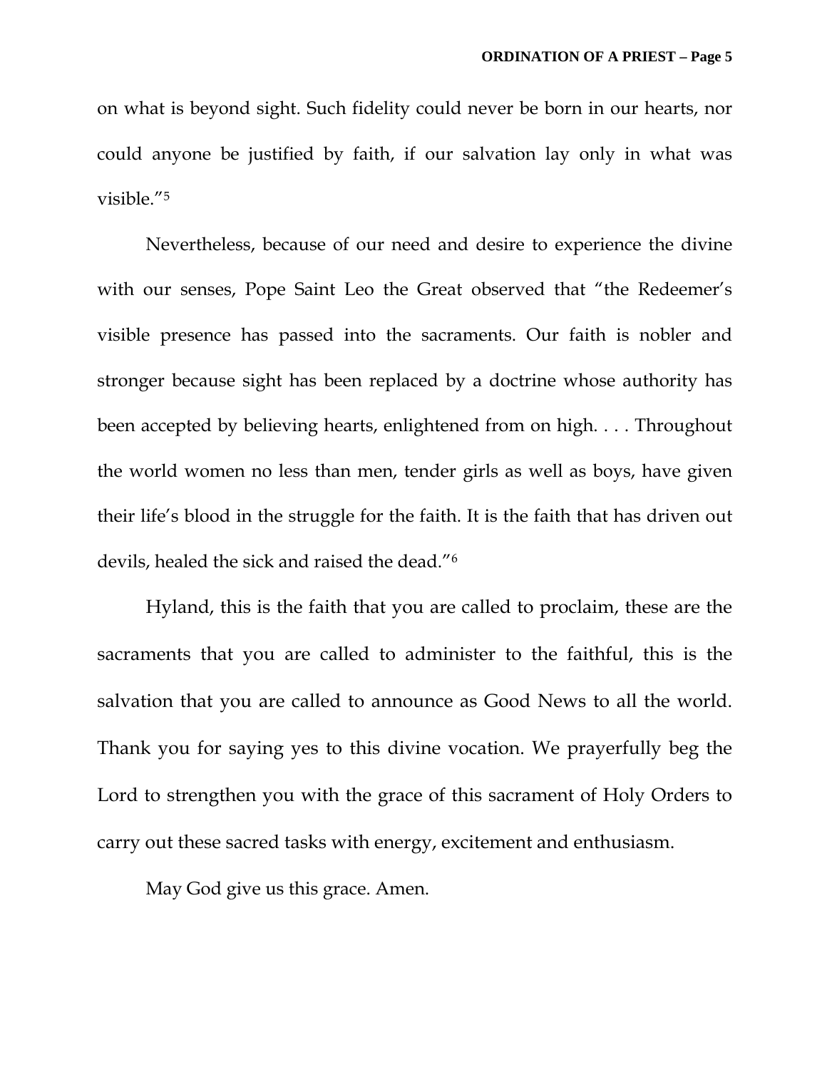on what is beyond sight. Such fidelity could never be born in our hearts, nor could anyone be justified by faith, if our salvation lay only in what was visible."[5]

Nevertheless, because of our need and desire to experience the divine with our senses, Pope Saint Leo the Great observed that "the Redeemer's visible presence has passed into the sacraments. Our faith is nobler and stronger because sight has been replaced by a doctrine whose authority has been accepted by believing hearts, enlightened from on high. . . . Throughout the world women no less than men, tender girls as well as boys, have given their life's blood in the struggle for the faith. It is the faith that has driven out devils, healed the sick and raised the dead."[6]

Hyland, this is the faith that you are called to proclaim, these are the sacraments that you are called to administer to the faithful, this is the salvation that you are called to announce as Good News to all the world. Thank you for saying yes to this divine vocation. We prayerfully beg the Lord to strengthen you with the grace of this sacrament of Holy Orders to carry out these sacred tasks with energy, excitement and enthusiasm.

May God give us this grace. Amen.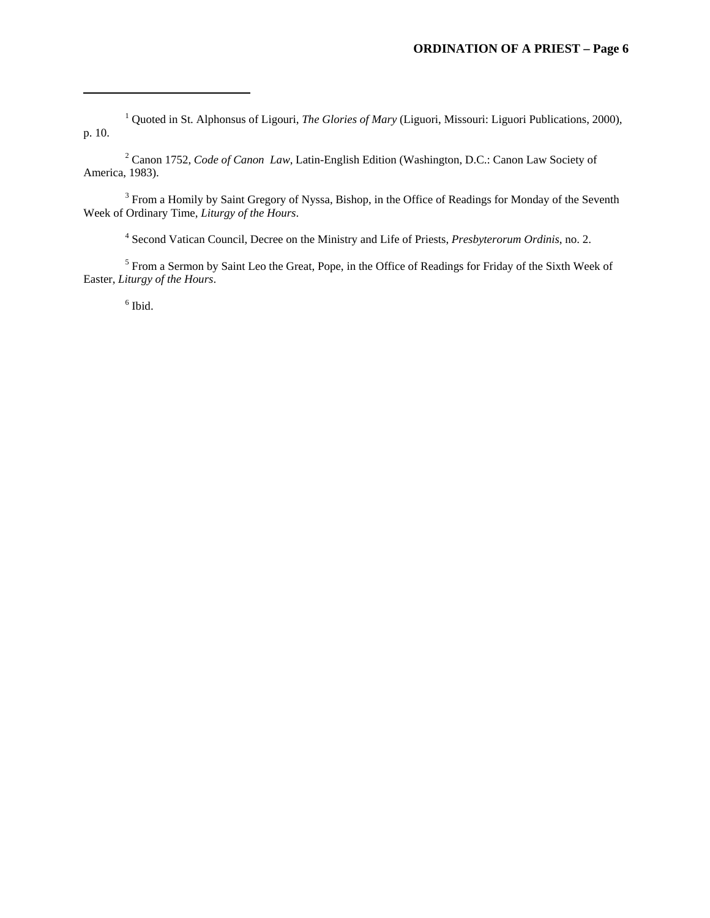[1] Quoted in St. Alphonsus of Ligouri, *The Glories of Mary* (Liguori, Missouri: Liguori Publications, 2000), p. 10.

[2] Canon 1752, *Code of Canon Law*, Latin-English Edition (Washington, D.C.: Canon Law Society of America, 1983).

[3] From a Homily by Saint Gregory of Nyssa, Bishop, in the Office of Readings for Monday of the Seventh Week of Ordinary Time, *Liturgy of the Hours*.

[4] Second Vatican Council, Decree on the Ministry and Life of Priests, *Presbyterorum Ordinis*, no. 2.

[5] From a Sermon by Saint Leo the Great, Pope, in the Office of Readings for Friday of the Sixth Week of Easter, *Liturgy of the Hours*.

[6] Ibid.